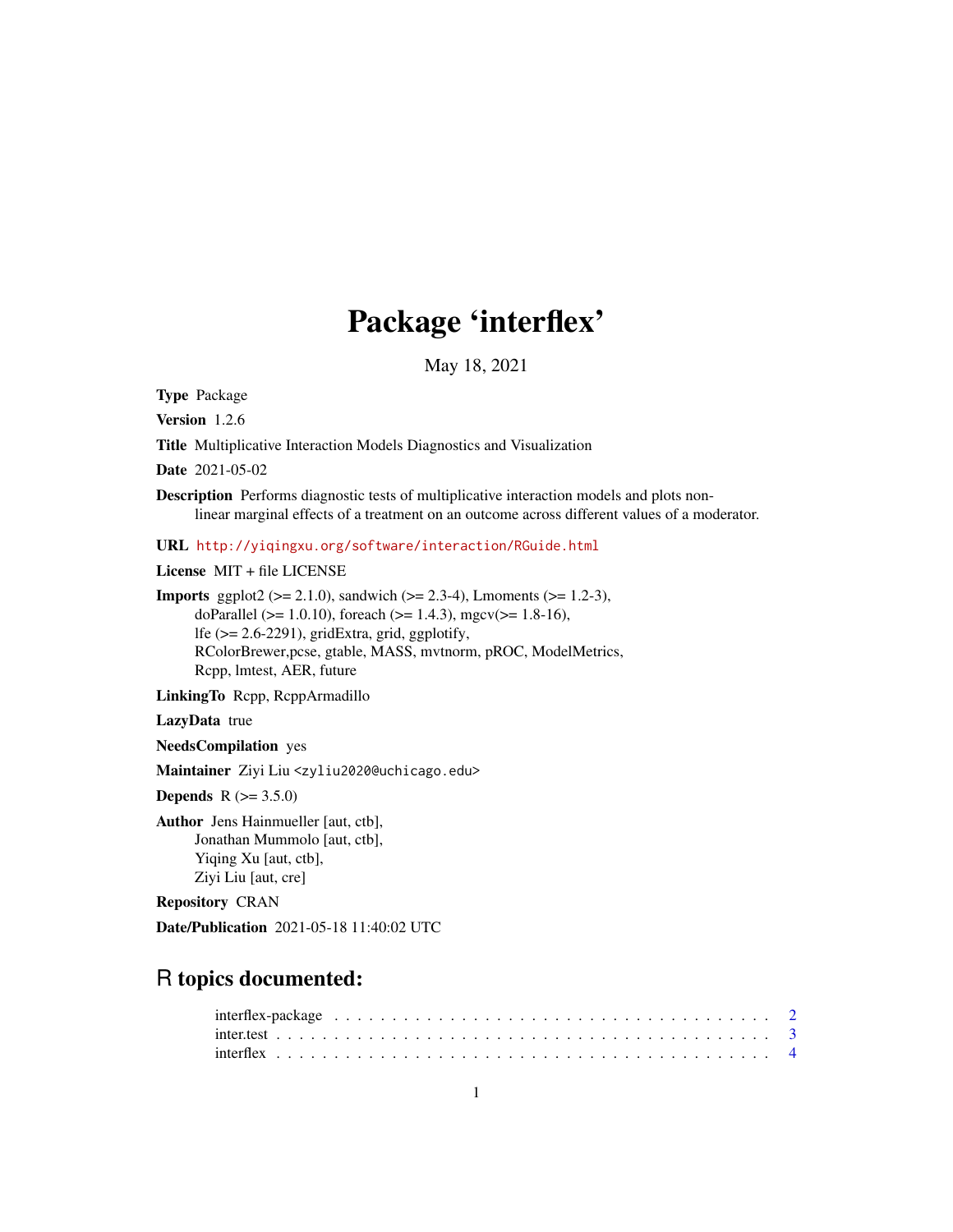# Package 'interflex'

May 18, 2021

**Type** Package

**Version** 1.2.6

**Title** Multiplicative Interaction Models Diagnostics and Visualization

**Date** 2021-05-02

**Description** Performs diagnostic tests of multiplicative interaction models and plots non-linear marginal effects of a treatment on an outcome across different values of a moderator.

**URL** http://yiqingxu.org/software/interaction/RGuide.html

**License** MIT + file LICENSE

**Imports** ggplot2 (>= 2.1.0), sandwich (>= 2.3-4), Lmoments (>= 1.2-3), doParallel (>= 1.0.10), foreach (>= 1.4.3), mgcv(>= 1.8-16), lfe (>= 2.6-2291), gridExtra, grid, ggplotify, RColorBrewer,pcse, gtable, MASS, mvtnorm, pROC, ModelMetrics, Rcpp, lmtest, AER, future

**LinkingTo** Rcpp, RcppArmadillo

**LazyData** true

**NeedsCompilation** yes

**Maintainer** Ziyi Liu <zyliu2020@uchicago.edu>

**Depends** R (>= 3.5.0)

**Author** Jens Hainmueller [aut, ctb],
Jonathan Mummolo [aut, ctb],
Yiqing Xu [aut, ctb],
Ziyi Liu [aut, cre]

**Repository** CRAN

**Date/Publication** 2021-05-18 11:40:02 UTC

## R topics documented:

interflex-package . . . . . . . . . . . . . . . . . . . . . . . . . . . . . . . . . . . . 2
inter.test . . . . . . . . . . . . . . . . . . . . . . . . . . . . . . . . . . . . . . . . 3
interflex . . . . . . . . . . . . . . . . . . . . . . . . . . . . . . . . . . . . . . . . 4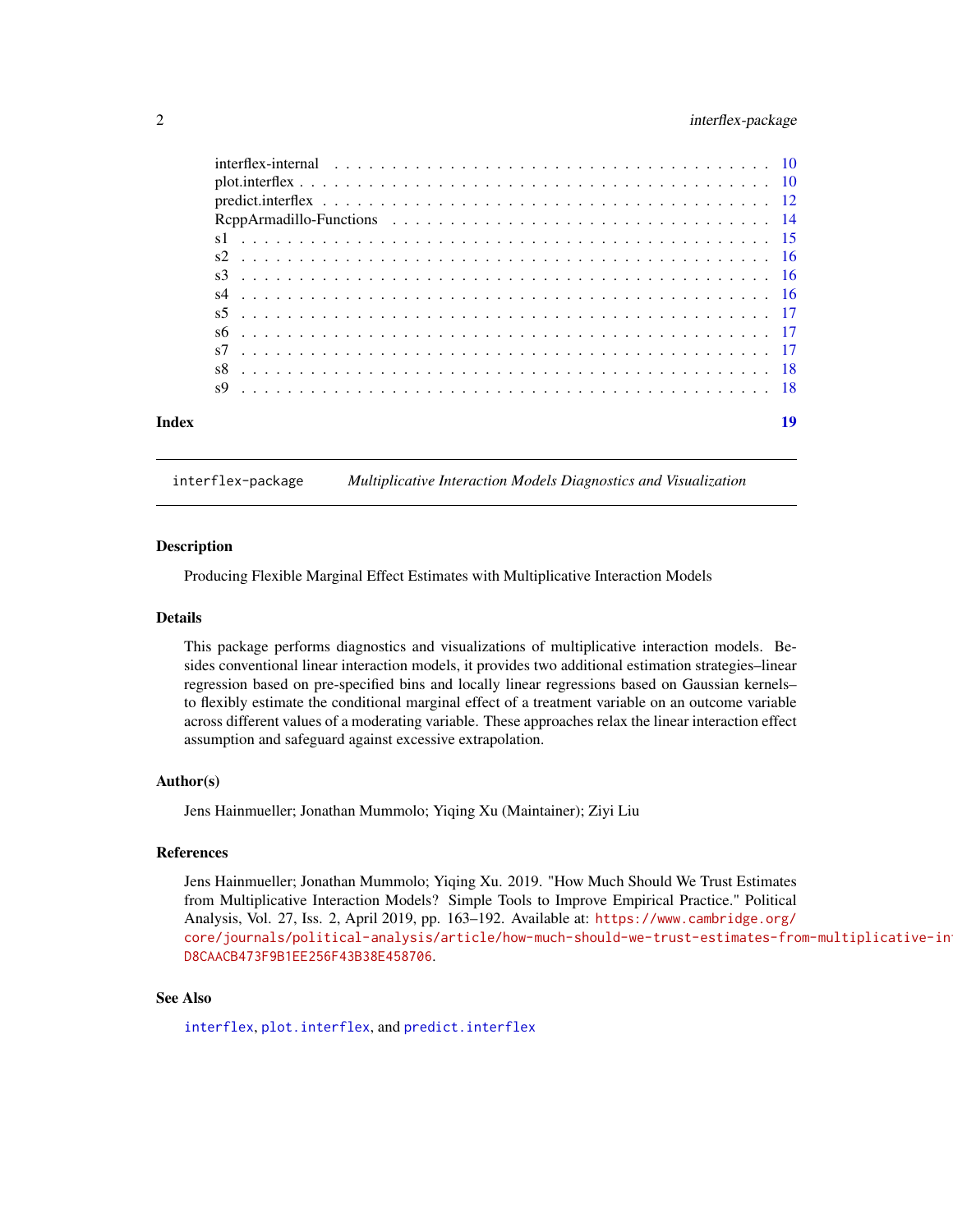interflex-internal . . . . . . . . . . . . . . . . . . . . . . . . . . . . . . . . . . . . 10
plot.interflex . . . . . . . . . . . . . . . . . . . . . . . . . . . . . . . . . . . . . . . 10
predict.interflex . . . . . . . . . . . . . . . . . . . . . . . . . . . . . . . . . . . . . 12
RcppArmadillo-Functions . . . . . . . . . . . . . . . . . . . . . . . . . . . . . . . . 14
s1 . . . . . . . . . . . . . . . . . . . . . . . . . . . . . . . . . . . . . . . . . . . . 15
s2 . . . . . . . . . . . . . . . . . . . . . . . . . . . . . . . . . . . . . . . . . . . . 16
s3 . . . . . . . . . . . . . . . . . . . . . . . . . . . . . . . . . . . . . . . . . . . . 16
s4 . . . . . . . . . . . . . . . . . . . . . . . . . . . . . . . . . . . . . . . . . . . . 16
s5 . . . . . . . . . . . . . . . . . . . . . . . . . . . . . . . . . . . . . . . . . . . . 17
s6 . . . . . . . . . . . . . . . . . . . . . . . . . . . . . . . . . . . . . . . . . . . . 17
s7 . . . . . . . . . . . . . . . . . . . . . . . . . . . . . . . . . . . . . . . . . . . . 17
s8 . . . . . . . . . . . . . . . . . . . . . . . . . . . . . . . . . . . . . . . . . . . . 18
s9 . . . . . . . . . . . . . . . . . . . . . . . . . . . . . . . . . . . . . . . . . . . . 18

**Index** **19**

---

`interflex-package` *Multiplicative Interaction Models Diagnostics and Visualization*

---

### Description

Producing Flexible Marginal Effect Estimates with Multiplicative Interaction Models

### Details

This package performs diagnostics and visualizations of multiplicative interaction models. Besides conventional linear interaction models, it provides two additional estimation strategies–linear regression based on pre-specified bins and locally linear regressions based on Gaussian kernels–to flexibly estimate the conditional marginal effect of a treatment variable on an outcome variable across different values of a moderating variable. These approaches relax the linear interaction effect assumption and safeguard against excessive extrapolation.

### Author(s)

Jens Hainmueller; Jonathan Mummolo; Yiqing Xu (Maintainer); Ziyi Liu

### References

Jens Hainmueller; Jonathan Mummolo; Yiqing Xu. 2019. "How Much Should We Trust Estimates from Multiplicative Interaction Models? Simple Tools to Improve Empirical Practice." Political Analysis, Vol. 27, Iss. 2, April 2019, pp. 163–192. Available at: https://www.cambridge.org/core/journals/political-analysis/article/how-much-should-we-trust-estimates-from-multiplicative-in D8CAACB473F9B1EE256F43B38E458706.

### See Also

`interflex`, `plot.interflex`, and `predict.interflex`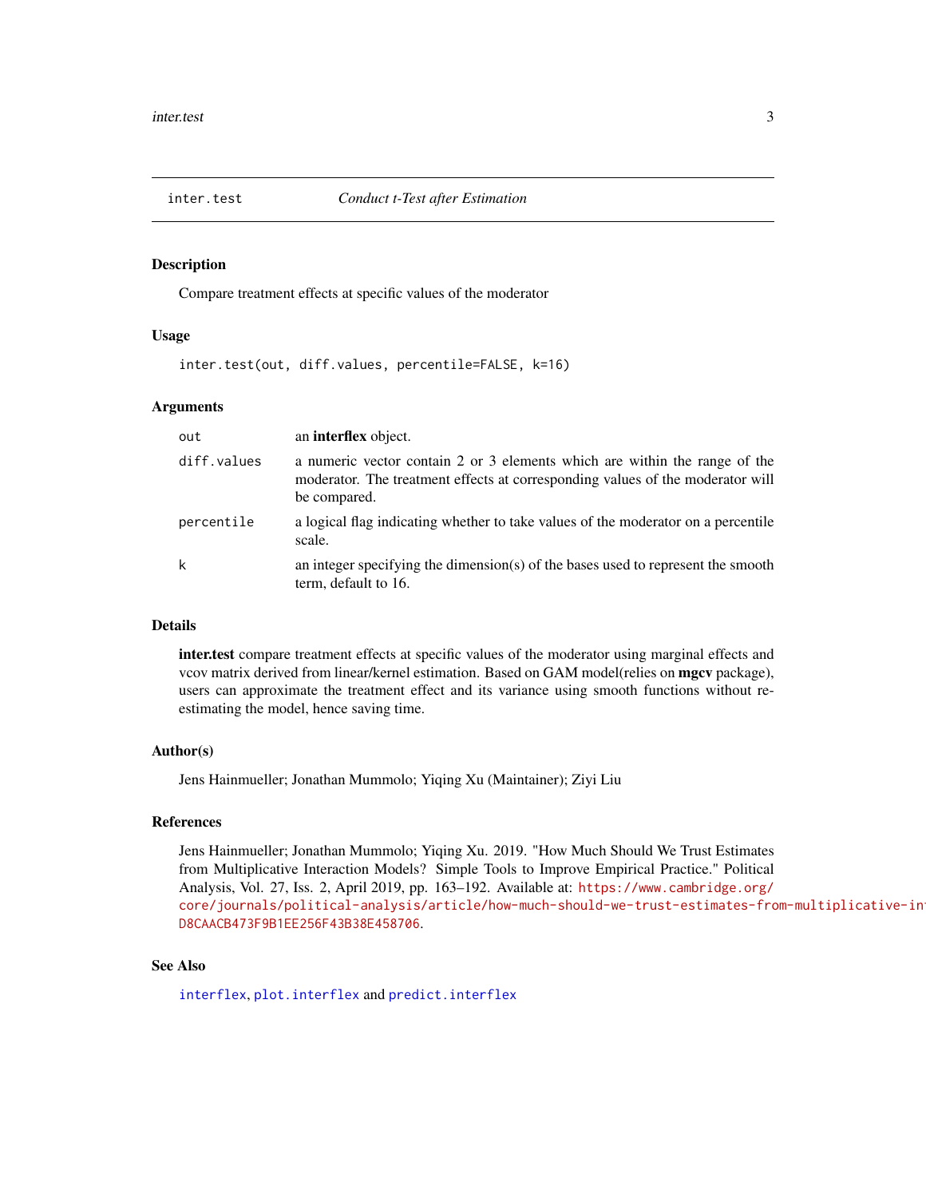## inter.test — *Conduct t-Test after Estimation*

### Description

Compare treatment effects at specific values of the moderator

### Usage

```
inter.test(out, diff.values, percentile=FALSE, k=16)
```

### Arguments

| Argument | Description |
| --- | --- |
| `out` | an **interflex** object. |
| `diff.values` | a numeric vector contain 2 or 3 elements which are within the range of the moderator. The treatment effects at corresponding values of the moderator will be compared. |
| `percentile` | a logical flag indicating whether to take values of the moderator on a percentile scale. |
| `k` | an integer specifying the dimension(s) of the bases used to represent the smooth term, default to 16. |

### Details

**inter.test** compare treatment effects at specific values of the moderator using marginal effects and vcov matrix derived from linear/kernel estimation. Based on GAM model(relies on **mgcv** package), users can approximate the treatment effect and its variance using smooth functions without re-estimating the model, hence saving time.

### Author(s)

Jens Hainmueller; Jonathan Mummolo; Yiqing Xu (Maintainer); Ziyi Liu

### References

Jens Hainmueller; Jonathan Mummolo; Yiqing Xu. 2019. "How Much Should We Trust Estimates from Multiplicative Interaction Models? Simple Tools to Improve Empirical Practice." Political Analysis, Vol. 27, Iss. 2, April 2019, pp. 163–192. Available at: https://www.cambridge.org/core/journals/political-analysis/article/how-much-should-we-trust-estimates-from-multiplicative-in D8CAACB473F9B1EE256F43B38E458706.

### See Also

`interflex`, `plot.interflex` and `predict.interflex`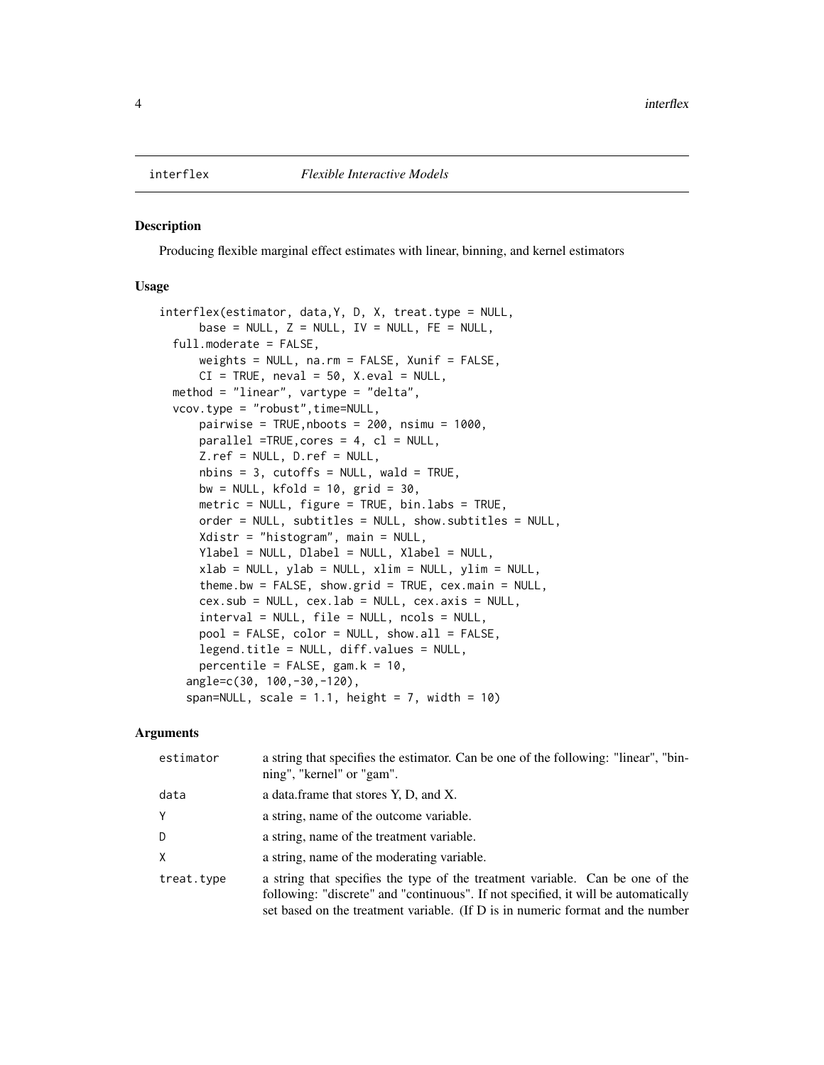interflex *Flexible Interactive Models*

## Description

Producing flexible marginal effect estimates with linear, binning, and kernel estimators

## Usage

```
interflex(estimator, data,Y, D, X, treat.type = NULL,
      base = NULL, Z = NULL, IV = NULL, FE = NULL,
  full.moderate = FALSE,
      weights = NULL, na.rm = FALSE, Xunif = FALSE,
      CI = TRUE, neval = 50, X.eval = NULL,
  method = "linear", vartype = "delta",
  vcov.type = "robust",time=NULL,
      pairwise = TRUE,nboots = 200, nsimu = 1000,
      parallel =TRUE,cores = 4, cl = NULL,
      Z.ref = NULL, D.ref = NULL,
      nbins = 3, cutoffs = NULL, wald = TRUE,
      bw = NULL, kfold = 10, grid = 30,
      metric = NULL, figure = TRUE, bin.labs = TRUE,
      order = NULL, subtitles = NULL, show.subtitles = NULL,
      Xdistr = "histogram", main = NULL,
      Ylabel = NULL, Dlabel = NULL, Xlabel = NULL,
      xlab = NULL, ylab = NULL, xlim = NULL, ylim = NULL,
      theme.bw = FALSE, show.grid = TRUE, cex.main = NULL,
      cex.sub = NULL, cex.lab = NULL, cex.axis = NULL,
      interval = NULL, file = NULL, ncols = NULL,
      pool = FALSE, color = NULL, show.all = FALSE,
      legend.title = NULL, diff.values = NULL,
      percentile = FALSE, gam.k = 10,
    angle=c(30, 100,-30,-120),
    span=NULL, scale = 1.1, height = 7, width = 10)
```

## Arguments

| | |
|---|---|
| estimator | a string that specifies the estimator. Can be one of the following: "linear", "binning", "kernel" or "gam". |
| data | a data.frame that stores Y, D, and X. |
| Y | a string, name of the outcome variable. |
| D | a string, name of the treatment variable. |
| X | a string, name of the moderating variable. |
| treat.type | a string that specifies the type of the treatment variable. Can be one of the following: "discrete" and "continuous". If not specified, it will be automatically set based on the treatment variable. (If D is in numeric format and the number |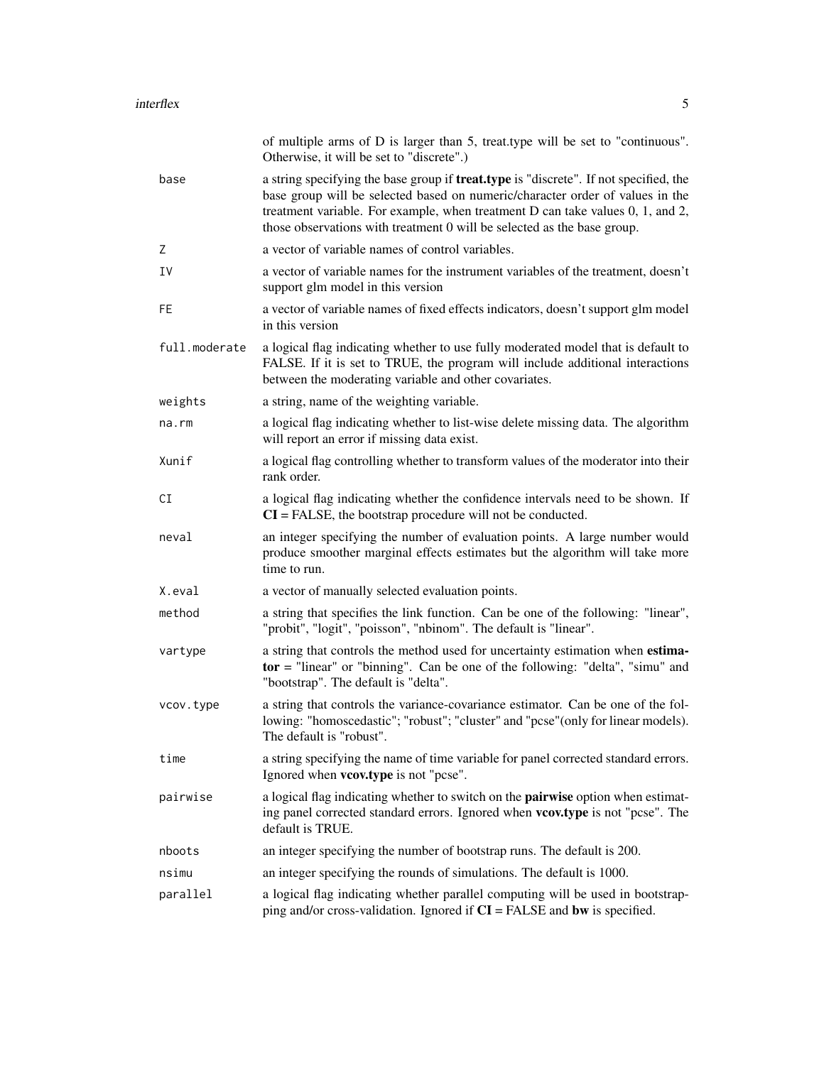of multiple arms of D is larger than 5, treat.type will be set to "continuous". Otherwise, it will be set to "discrete".)

| | |
|---|---|
| `base` | a string specifying the base group if **treat.type** is "discrete". If not specified, the base group will be selected based on numeric/character order of values in the treatment variable. For example, when treatment D can take values 0, 1, and 2, those observations with treatment 0 will be selected as the base group. |
| `Z` | a vector of variable names of control variables. |
| `IV` | a vector of variable names for the instrument variables of the treatment, doesn't support glm model in this version |
| `FE` | a vector of variable names of fixed effects indicators, doesn't support glm model in this version |
| `full.moderate` | a logical flag indicating whether to use fully moderated model that is default to FALSE. If it is set to TRUE, the program will include additional interactions between the moderating variable and other covariates. |
| `weights` | a string, name of the weighting variable. |
| `na.rm` | a logical flag indicating whether to list-wise delete missing data. The algorithm will report an error if missing data exist. |
| `Xunif` | a logical flag controlling whether to transform values of the moderator into their rank order. |
| `CI` | a logical flag indicating whether the confidence intervals need to be shown. If **CI** = FALSE, the bootstrap procedure will not be conducted. |
| `neval` | an integer specifying the number of evaluation points. A large number would produce smoother marginal effects estimates but the algorithm will take more time to run. |
| `X.eval` | a vector of manually selected evaluation points. |
| `method` | a string that specifies the link function. Can be one of the following: "linear", "probit", "logit", "poisson", "nbinom". The default is "linear". |
| `vartype` | a string that controls the method used for uncertainty estimation when **estimator** = "linear" or "binning". Can be one of the following: "delta", "simu" and "bootstrap". The default is "delta". |
| `vcov.type` | a string that controls the variance-covariance estimator. Can be one of the following: "homoscedastic"; "robust"; "cluster" and "pcse"(only for linear models). The default is "robust". |
| `time` | a string specifying the name of time variable for panel corrected standard errors. Ignored when **vcov.type** is not "pcse". |
| `pairwise` | a logical flag indicating whether to switch on the **pairwise** option when estimating panel corrected standard errors. Ignored when **vcov.type** is not "pcse". The default is TRUE. |
| `nboots` | an integer specifying the number of bootstrap runs. The default is 200. |
| `nsimu` | an integer specifying the rounds of simulations. The default is 1000. |
| `parallel` | a logical flag indicating whether parallel computing will be used in bootstrapping and/or cross-validation. Ignored if **CI** = FALSE and **bw** is specified. |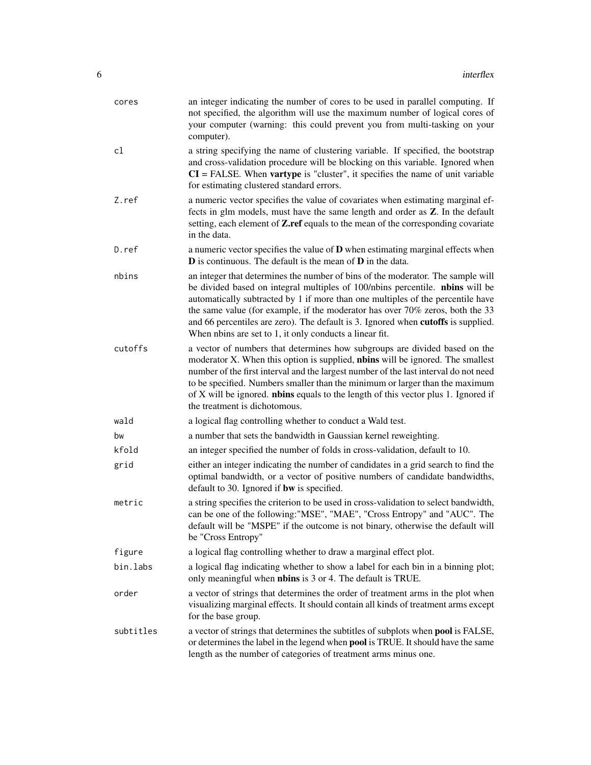| | |
|---|---|
| `cores` | an integer indicating the number of cores to be used in parallel computing. If not specified, the algorithm will use the maximum number of logical cores of your computer (warning: this could prevent you from multi-tasking on your computer). |
| `cl` | a string specifying the name of clustering variable. If specified, the bootstrap and cross-validation procedure will be blocking on this variable. Ignored when **CI** = FALSE. When **vartype** is "cluster", it specifies the name of unit variable for estimating clustered standard errors. |
| `Z.ref` | a numeric vector specifies the value of covariates when estimating marginal effects in glm models, must have the same length and order as **Z**. In the default setting, each element of **Z.ref** equals to the mean of the corresponding covariate in the data. |
| `D.ref` | a numeric vector specifies the value of **D** when estimating marginal effects when **D** is continuous. The default is the mean of **D** in the data. |
| `nbins` | an integer that determines the number of bins of the moderator. The sample will be divided based on integral multiples of 100/nbins percentile. **nbins** will be automatically subtracted by 1 if more than one multiples of the percentile have the same value (for example, if the moderator has over 70% zeros, both the 33 and 66 percentiles are zero). The default is 3. Ignored when **cutoffs** is supplied. When nbins are set to 1, it only conducts a linear fit. |
| `cutoffs` | a vector of numbers that determines how subgroups are divided based on the moderator X. When this option is supplied, **nbins** will be ignored. The smallest number of the first interval and the largest number of the last interval do not need to be specified. Numbers smaller than the minimum or larger than the maximum of X will be ignored. **nbins** equals to the length of this vector plus 1. Ignored if the treatment is dichotomous. |
| `wald` | a logical flag controlling whether to conduct a Wald test. |
| `bw` | a number that sets the bandwidth in Gaussian kernel reweighting. |
| `kfold` | an integer specified the number of folds in cross-validation, default to 10. |
| `grid` | either an integer indicating the number of candidates in a grid search to find the optimal bandwidth, or a vector of positive numbers of candidate bandwidths, default to 30. Ignored if **bw** is specified. |
| `metric` | a string specifies the criterion to be used in cross-validation to select bandwidth, can be one of the following:"MSE", "MAE", "Cross Entropy" and "AUC". The default will be "MSPE" if the outcome is not binary, otherwise the default will be "Cross Entropy" |
| `figure` | a logical flag controlling whether to draw a marginal effect plot. |
| `bin.labs` | a logical flag indicating whether to show a label for each bin in a binning plot; only meaningful when **nbins** is 3 or 4. The default is TRUE. |
| `order` | a vector of strings that determines the order of treatment arms in the plot when visualizing marginal effects. It should contain all kinds of treatment arms except for the base group. |
| `subtitles` | a vector of strings that determines the subtitles of subplots when **pool** is FALSE, or determines the label in the legend when **pool** is TRUE. It should have the same length as the number of categories of treatment arms minus one. |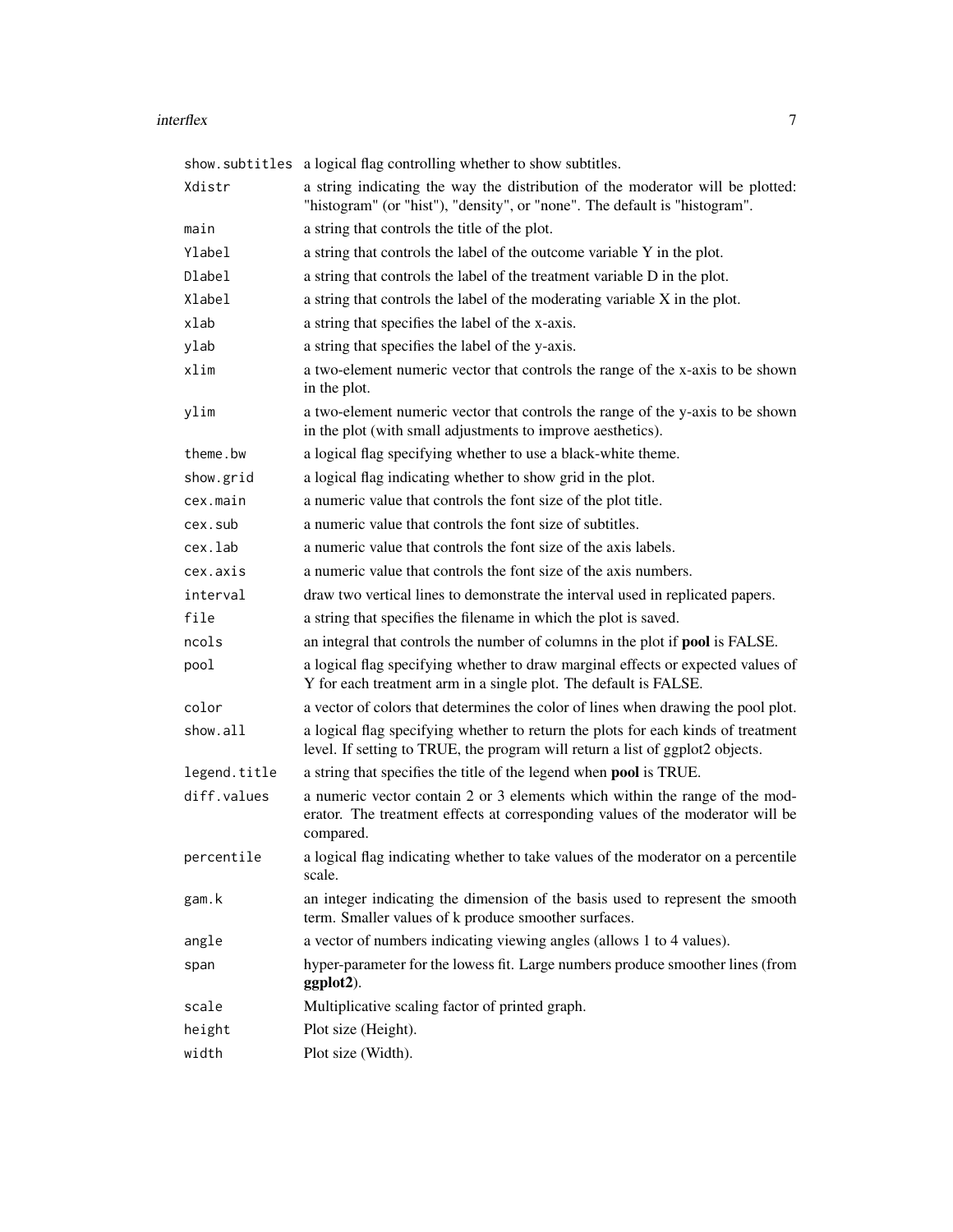| | |
|---|---|
| `show.subtitles` | a logical flag controlling whether to show subtitles. |
| `Xdistr` | a string indicating the way the distribution of the moderator will be plotted: "histogram" (or "hist"), "density", or "none". The default is "histogram". |
| `main` | a string that controls the title of the plot. |
| `Ylabel` | a string that controls the label of the outcome variable Y in the plot. |
| `Dlabel` | a string that controls the label of the treatment variable D in the plot. |
| `Xlabel` | a string that controls the label of the moderating variable X in the plot. |
| `xlab` | a string that specifies the label of the x-axis. |
| `ylab` | a string that specifies the label of the y-axis. |
| `xlim` | a two-element numeric vector that controls the range of the x-axis to be shown in the plot. |
| `ylim` | a two-element numeric vector that controls the range of the y-axis to be shown in the plot (with small adjustments to improve aesthetics). |
| `theme.bw` | a logical flag specifying whether to use a black-white theme. |
| `show.grid` | a logical flag indicating whether to show grid in the plot. |
| `cex.main` | a numeric value that controls the font size of the plot title. |
| `cex.sub` | a numeric value that controls the font size of subtitles. |
| `cex.lab` | a numeric value that controls the font size of the axis labels. |
| `cex.axis` | a numeric value that controls the font size of the axis numbers. |
| `interval` | draw two vertical lines to demonstrate the interval used in replicated papers. |
| `file` | a string that specifies the filename in which the plot is saved. |
| `ncols` | an integral that controls the number of columns in the plot if **pool** is FALSE. |
| `pool` | a logical flag specifying whether to draw marginal effects or expected values of Y for each treatment arm in a single plot. The default is FALSE. |
| `color` | a vector of colors that determines the color of lines when drawing the pool plot. |
| `show.all` | a logical flag specifying whether to return the plots for each kinds of treatment level. If setting to TRUE, the program will return a list of ggplot2 objects. |
| `legend.title` | a string that specifies the title of the legend when **pool** is TRUE. |
| `diff.values` | a numeric vector contain 2 or 3 elements which within the range of the moderator. The treatment effects at corresponding values of the moderator will be compared. |
| `percentile` | a logical flag indicating whether to take values of the moderator on a percentile scale. |
| `gam.k` | an integer indicating the dimension of the basis used to represent the smooth term. Smaller values of k produce smoother surfaces. |
| `angle` | a vector of numbers indicating viewing angles (allows 1 to 4 values). |
| `span` | hyper-parameter for the lowess fit. Large numbers produce smoother lines (from **ggplot2**). |
| `scale` | Multiplicative scaling factor of printed graph. |
| `height` | Plot size (Height). |
| `width` | Plot size (Width). |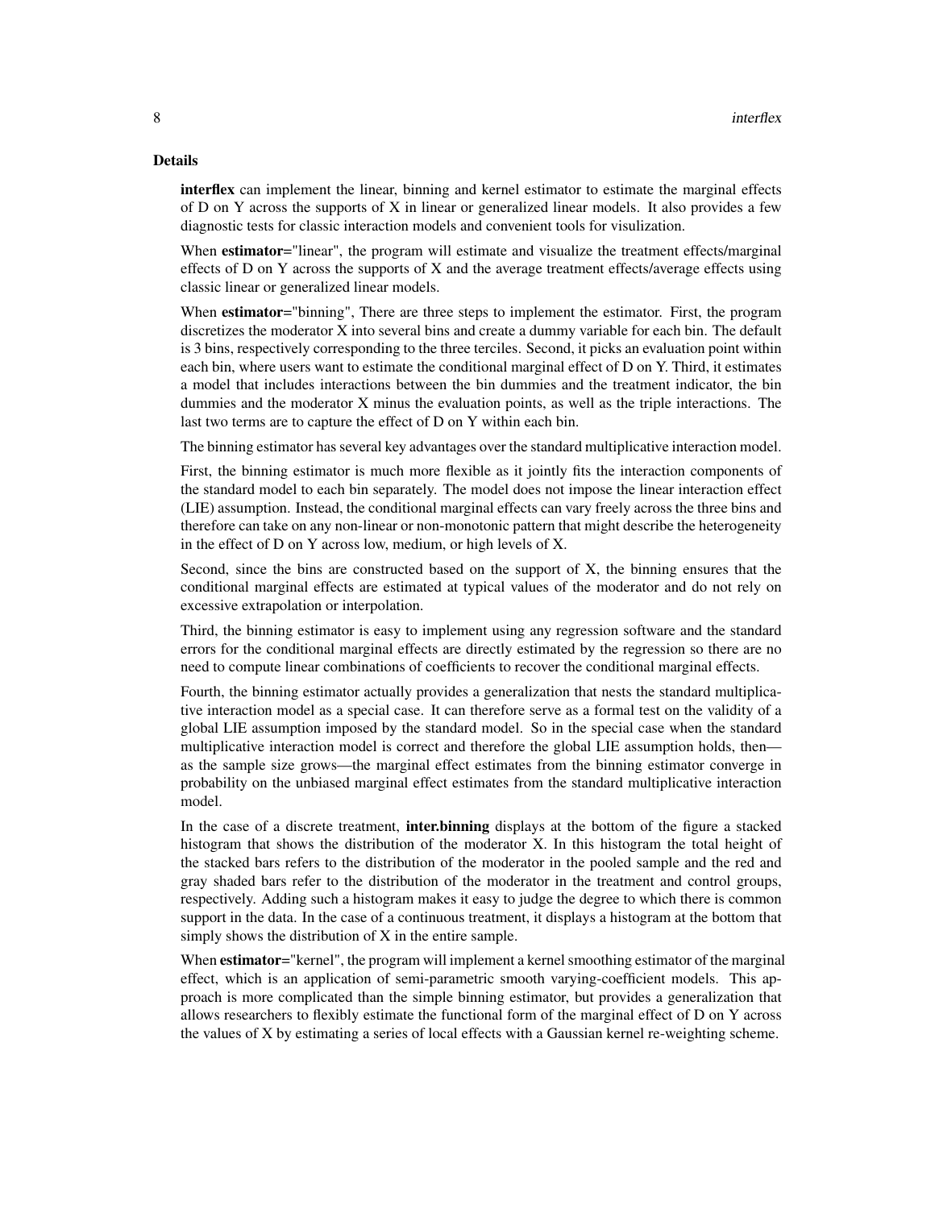### Details

**interflex** can implement the linear, binning and kernel estimator to estimate the marginal effects of D on Y across the supports of X in linear or generalized linear models. It also provides a few diagnostic tests for classic interaction models and convenient tools for visulization.

When **estimator**="linear", the program will estimate and visualize the treatment effects/marginal effects of D on Y across the supports of X and the average treatment effects/average effects using classic linear or generalized linear models.

When **estimator**="binning", There are three steps to implement the estimator. First, the program discretizes the moderator X into several bins and create a dummy variable for each bin. The default is 3 bins, respectively corresponding to the three terciles. Second, it picks an evaluation point within each bin, where users want to estimate the conditional marginal effect of D on Y. Third, it estimates a model that includes interactions between the bin dummies and the treatment indicator, the bin dummies and the moderator X minus the evaluation points, as well as the triple interactions. The last two terms are to capture the effect of D on Y within each bin.

The binning estimator has several key advantages over the standard multiplicative interaction model.

First, the binning estimator is much more flexible as it jointly fits the interaction components of the standard model to each bin separately. The model does not impose the linear interaction effect (LIE) assumption. Instead, the conditional marginal effects can vary freely across the three bins and therefore can take on any non-linear or non-monotonic pattern that might describe the heterogeneity in the effect of D on Y across low, medium, or high levels of X.

Second, since the bins are constructed based on the support of X, the binning ensures that the conditional marginal effects are estimated at typical values of the moderator and do not rely on excessive extrapolation or interpolation.

Third, the binning estimator is easy to implement using any regression software and the standard errors for the conditional marginal effects are directly estimated by the regression so there are no need to compute linear combinations of coefficients to recover the conditional marginal effects.

Fourth, the binning estimator actually provides a generalization that nests the standard multiplicative interaction model as a special case. It can therefore serve as a formal test on the validity of a global LIE assumption imposed by the standard model. So in the special case when the standard multiplicative interaction model is correct and therefore the global LIE assumption holds, then—as the sample size grows—the marginal effect estimates from the binning estimator converge in probability on the unbiased marginal effect estimates from the standard multiplicative interaction model.

In the case of a discrete treatment, **inter.binning** displays at the bottom of the figure a stacked histogram that shows the distribution of the moderator X. In this histogram the total height of the stacked bars refers to the distribution of the moderator in the pooled sample and the red and gray shaded bars refer to the distribution of the moderator in the treatment and control groups, respectively. Adding such a histogram makes it easy to judge the degree to which there is common support in the data. In the case of a continuous treatment, it displays a histogram at the bottom that simply shows the distribution of X in the entire sample.

When **estimator**="kernel", the program will implement a kernel smoothing estimator of the marginal effect, which is an application of semi-parametric smooth varying-coefficient models. This approach is more complicated than the simple binning estimator, but provides a generalization that allows researchers to flexibly estimate the functional form of the marginal effect of D on Y across the values of X by estimating a series of local effects with a Gaussian kernel re-weighting scheme.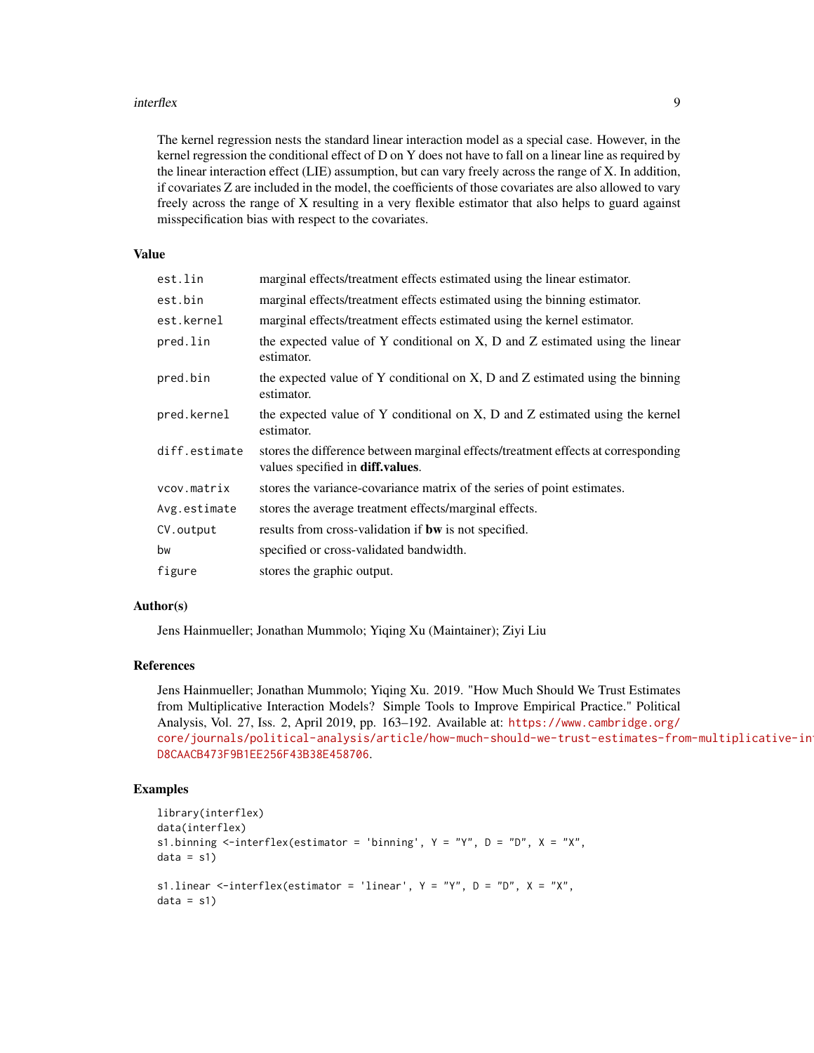The kernel regression nests the standard linear interaction model as a special case. However, in the kernel regression the conditional effect of D on Y does not have to fall on a linear line as required by the linear interaction effect (LIE) assumption, but can vary freely across the range of X. In addition, if covariates Z are included in the model, the coefficients of those covariates are also allowed to vary freely across the range of X resulting in a very flexible estimator that also helps to guard against misspecification bias with respect to the covariates.

## Value

| | |
|---|---|
| `est.lin` | marginal effects/treatment effects estimated using the linear estimator. |
| `est.bin` | marginal effects/treatment effects estimated using the binning estimator. |
| `est.kernel` | marginal effects/treatment effects estimated using the kernel estimator. |
| `pred.lin` | the expected value of Y conditional on X, D and Z estimated using the linear estimator. |
| `pred.bin` | the expected value of Y conditional on X, D and Z estimated using the binning estimator. |
| `pred.kernel` | the expected value of Y conditional on X, D and Z estimated using the kernel estimator. |
| `diff.estimate` | stores the difference between marginal effects/treatment effects at corresponding values specified in **diff.values**. |
| `vcov.matrix` | stores the variance-covariance matrix of the series of point estimates. |
| `Avg.estimate` | stores the average treatment effects/marginal effects. |
| `CV.output` | results from cross-validation if **bw** is not specified. |
| `bw` | specified or cross-validated bandwidth. |
| `figure` | stores the graphic output. |

## Author(s)

Jens Hainmueller; Jonathan Mummolo; Yiqing Xu (Maintainer); Ziyi Liu

## References

Jens Hainmueller; Jonathan Mummolo; Yiqing Xu. 2019. "How Much Should We Trust Estimates from Multiplicative Interaction Models? Simple Tools to Improve Empirical Practice." Political Analysis, Vol. 27, Iss. 2, April 2019, pp. 163–192. Available at: https://www.cambridge.org/core/journals/political-analysis/article/how-much-should-we-trust-estimates-from-multiplicative-in D8CAACB473F9B1EE256F43B38E458706.

## Examples

```
library(interflex)
data(interflex)
s1.binning <-interflex(estimator = 'binning', Y = "Y", D = "D", X = "X",
data = s1)

s1.linear <-interflex(estimator = 'linear', Y = "Y", D = "D", X = "X",
data = s1)
```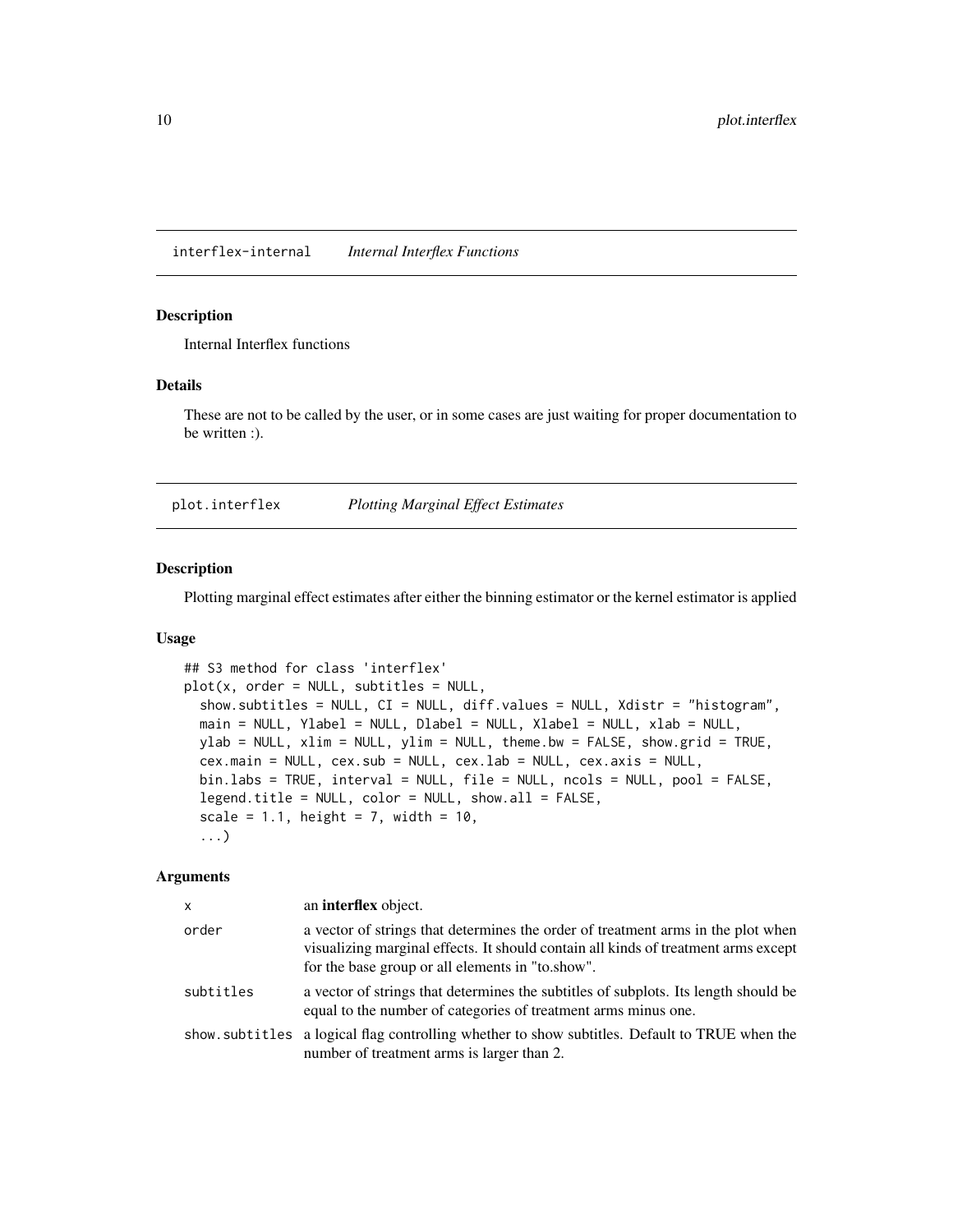## interflex-internal *Internal Interflex Functions*

### Description

Internal Interflex functions

### Details

These are not to be called by the user, or in some cases are just waiting for proper documentation to be written :).

## plot.interflex *Plotting Marginal Effect Estimates*

### Description

Plotting marginal effect estimates after either the binning estimator or the kernel estimator is applied

### Usage

```
## S3 method for class 'interflex'
plot(x, order = NULL, subtitles = NULL,
  show.subtitles = NULL, CI = NULL, diff.values = NULL, Xdistr = "histogram",
  main = NULL, Ylabel = NULL, Dlabel = NULL, Xlabel = NULL, xlab = NULL,
  ylab = NULL, xlim = NULL, ylim = NULL, theme.bw = FALSE, show.grid = TRUE,
  cex.main = NULL, cex.sub = NULL, cex.lab = NULL, cex.axis = NULL,
  bin.labs = TRUE, interval = NULL, file = NULL, ncols = NULL, pool = FALSE,
  legend.title = NULL, color = NULL, show.all = FALSE,
  scale = 1.1, height = 7, width = 10,
  ...)
```

### Arguments

| | |
|---|---|
| `x` | an **interflex** object. |
| `order` | a vector of strings that determines the order of treatment arms in the plot when visualizing marginal effects. It should contain all kinds of treatment arms except for the base group or all elements in "to.show". |
| `subtitles` | a vector of strings that determines the subtitles of subplots. Its length should be equal to the number of categories of treatment arms minus one. |
| `show.subtitles` | a logical flag controlling whether to show subtitles. Default to TRUE when the number of treatment arms is larger than 2. |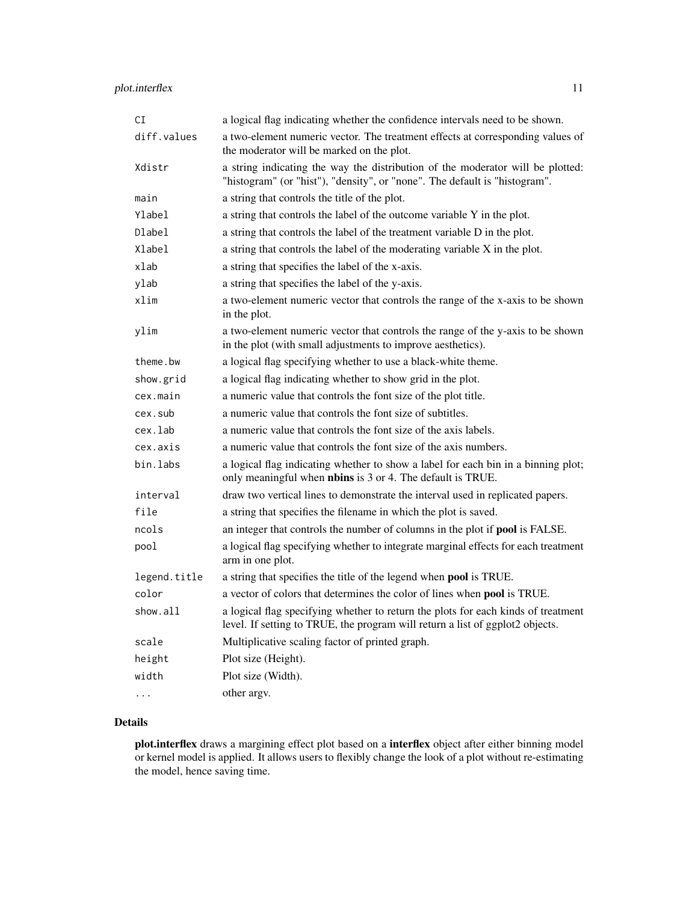| | |
|---|---|
| `CI` | a logical flag indicating whether the confidence intervals need to be shown. |
| `diff.values` | a two-element numeric vector. The treatment effects at corresponding values of the moderator will be marked on the plot. |
| `Xdistr` | a string indicating the way the distribution of the moderator will be plotted: "histogram" (or "hist"), "density", or "none". The default is "histogram". |
| `main` | a string that controls the title of the plot. |
| `Ylabel` | a string that controls the label of the outcome variable Y in the plot. |
| `Dlabel` | a string that controls the label of the treatment variable D in the plot. |
| `Xlabel` | a string that controls the label of the moderating variable X in the plot. |
| `xlab` | a string that specifies the label of the x-axis. |
| `ylab` | a string that specifies the label of the y-axis. |
| `xlim` | a two-element numeric vector that controls the range of the x-axis to be shown in the plot. |
| `ylim` | a two-element numeric vector that controls the range of the y-axis to be shown in the plot (with small adjustments to improve aesthetics). |
| `theme.bw` | a logical flag specifying whether to use a black-white theme. |
| `show.grid` | a logical flag indicating whether to show grid in the plot. |
| `cex.main` | a numeric value that controls the font size of the plot title. |
| `cex.sub` | a numeric value that controls the font size of subtitles. |
| `cex.lab` | a numeric value that controls the font size of the axis labels. |
| `cex.axis` | a numeric value that controls the font size of the axis numbers. |
| `bin.labs` | a logical flag indicating whether to show a label for each bin in a binning plot; only meaningful when **nbins** is 3 or 4. The default is TRUE. |
| `interval` | draw two vertical lines to demonstrate the interval used in replicated papers. |
| `file` | a string that specifies the filename in which the plot is saved. |
| `ncols` | an integer that controls the number of columns in the plot if **pool** is FALSE. |
| `pool` | a logical flag specifying whether to integrate marginal effects for each treatment arm in one plot. |
| `legend.title` | a string that specifies the title of the legend when **pool** is TRUE. |
| `color` | a vector of colors that determines the color of lines when **pool** is TRUE. |
| `show.all` | a logical flag specifying whether to return the plots for each kinds of treatment level. If setting to TRUE, the program will return a list of ggplot2 objects. |
| `scale` | Multiplicative scaling factor of printed graph. |
| `height` | Plot size (Height). |
| `width` | Plot size (Width). |
| `...` | other argv. |

## Details

**plot.interflex** draws a margining effect plot based on a **interflex** object after either binning model or kernel model is applied. It allows users to flexibly change the look of a plot without re-estimating the model, hence saving time.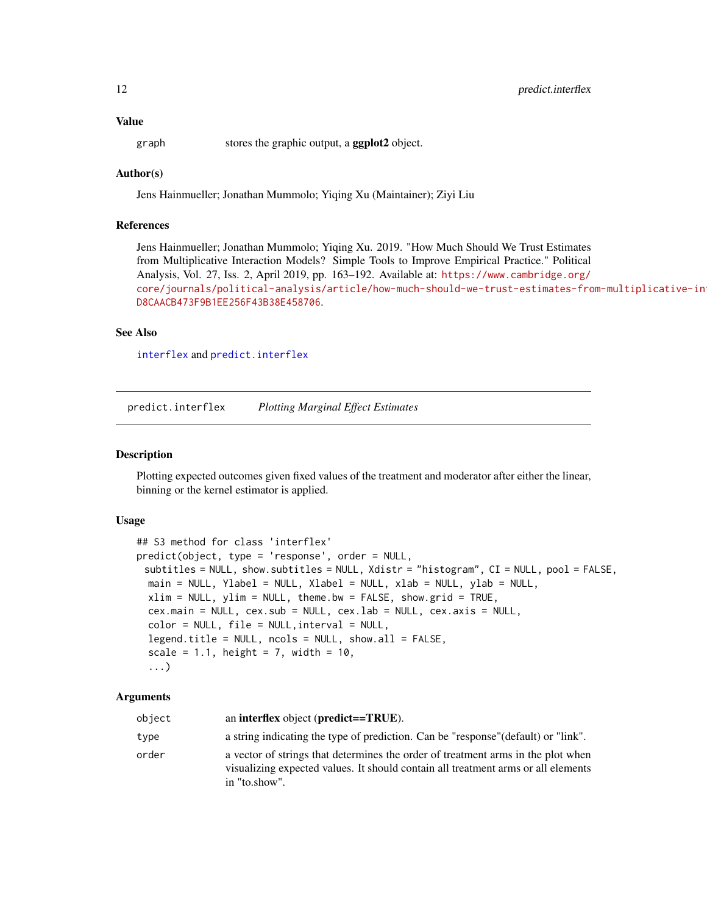### Value

`graph` stores the graphic output, a **ggplot2** object.

### Author(s)

Jens Hainmueller; Jonathan Mummolo; Yiqing Xu (Maintainer); Ziyi Liu

### References

Jens Hainmueller; Jonathan Mummolo; Yiqing Xu. 2019. "How Much Should We Trust Estimates from Multiplicative Interaction Models? Simple Tools to Improve Empirical Practice." Political Analysis, Vol. 27, Iss. 2, April 2019, pp. 163–192. Available at: https://www.cambridge.org/core/journals/political-analysis/article/how-much-should-we-trust-estimates-from-multiplicative-in D8CAACB473F9B1EE256F43B38E458706.

### See Also

`interflex` and `predict.interflex`

---

## predict.interflex — *Plotting Marginal Effect Estimates*

---

### Description

Plotting expected outcomes given fixed values of the treatment and moderator after either the linear, binning or the kernel estimator is applied.

### Usage

```
## S3 method for class 'interflex'
predict(object, type = 'response', order = NULL,
 subtitles = NULL, show.subtitles = NULL, Xdistr = "histogram", CI = NULL, pool = FALSE,
  main = NULL, Ylabel = NULL, Xlabel = NULL, xlab = NULL, ylab = NULL,
  xlim = NULL, ylim = NULL, theme.bw = FALSE, show.grid = TRUE,
  cex.main = NULL, cex.sub = NULL, cex.lab = NULL, cex.axis = NULL,
  color = NULL, file = NULL,interval = NULL,
  legend.title = NULL, ncols = NULL, show.all = FALSE,
  scale = 1.1, height = 7, width = 10,
  ...)
```

### Arguments

| | |
|---|---|
| `object` | an **interflex** object (**predict==TRUE**). |
| `type` | a string indicating the type of prediction. Can be "response"(default) or "link". |
| `order` | a vector of strings that determines the order of treatment arms in the plot when visualizing expected values. It should contain all treatment arms or all elements in "to.show". |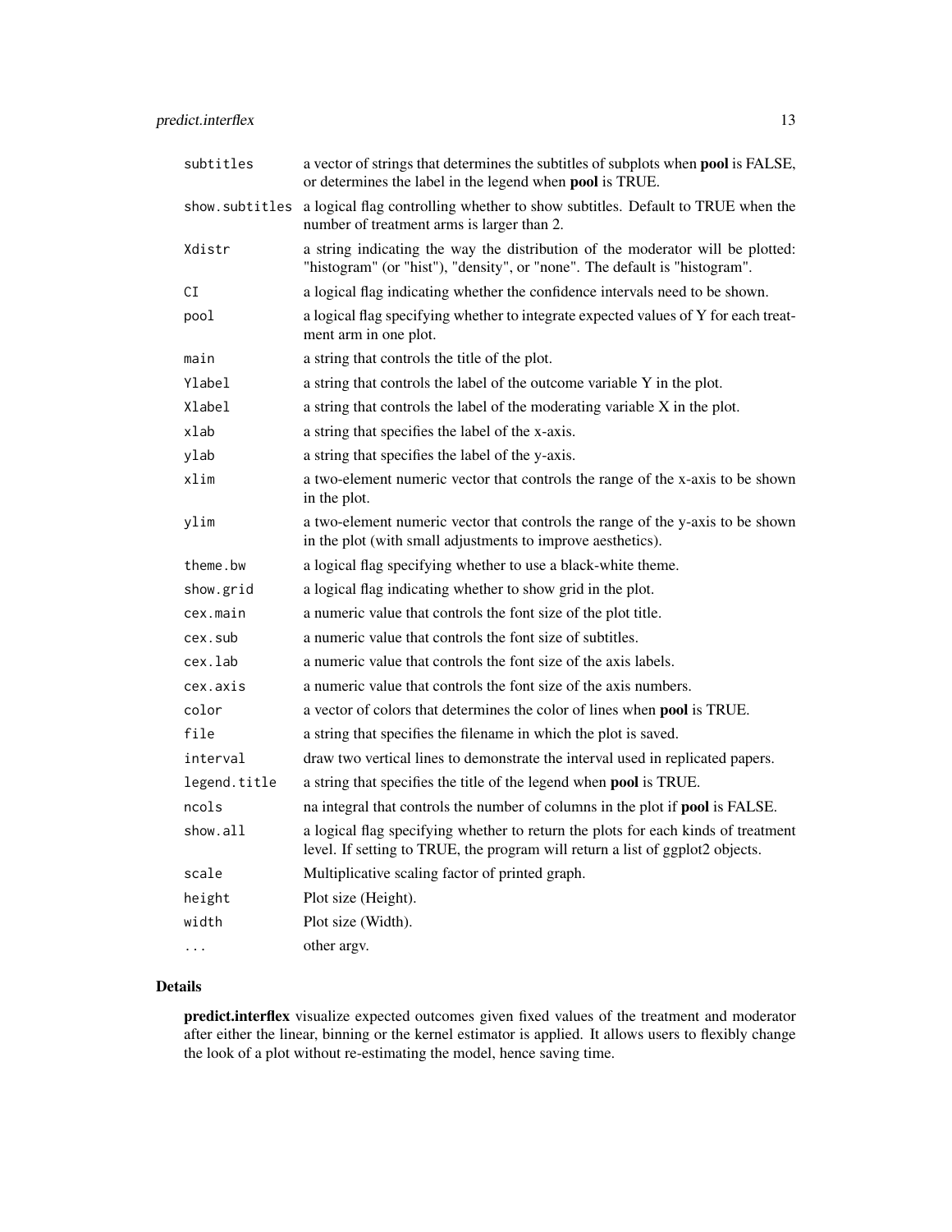| | |
|---|---|
| `subtitles` | a vector of strings that determines the subtitles of subplots when **pool** is FALSE, or determines the label in the legend when **pool** is TRUE. |
| `show.subtitles` | a logical flag controlling whether to show subtitles. Default to TRUE when the number of treatment arms is larger than 2. |
| `Xdistr` | a string indicating the way the distribution of the moderator will be plotted: "histogram" (or "hist"), "density", or "none". The default is "histogram". |
| `CI` | a logical flag indicating whether the confidence intervals need to be shown. |
| `pool` | a logical flag specifying whether to integrate expected values of Y for each treatment arm in one plot. |
| `main` | a string that controls the title of the plot. |
| `Ylabel` | a string that controls the label of the outcome variable Y in the plot. |
| `Xlabel` | a string that controls the label of the moderating variable X in the plot. |
| `xlab` | a string that specifies the label of the x-axis. |
| `ylab` | a string that specifies the label of the y-axis. |
| `xlim` | a two-element numeric vector that controls the range of the x-axis to be shown in the plot. |
| `ylim` | a two-element numeric vector that controls the range of the y-axis to be shown in the plot (with small adjustments to improve aesthetics). |
| `theme.bw` | a logical flag specifying whether to use a black-white theme. |
| `show.grid` | a logical flag indicating whether to show grid in the plot. |
| `cex.main` | a numeric value that controls the font size of the plot title. |
| `cex.sub` | a numeric value that controls the font size of subtitles. |
| `cex.lab` | a numeric value that controls the font size of the axis labels. |
| `cex.axis` | a numeric value that controls the font size of the axis numbers. |
| `color` | a vector of colors that determines the color of lines when **pool** is TRUE. |
| `file` | a string that specifies the filename in which the plot is saved. |
| `interval` | draw two vertical lines to demonstrate the interval used in replicated papers. |
| `legend.title` | a string that specifies the title of the legend when **pool** is TRUE. |
| `ncols` | na integral that controls the number of columns in the plot if **pool** is FALSE. |
| `show.all` | a logical flag specifying whether to return the plots for each kinds of treatment level. If setting to TRUE, the program will return a list of ggplot2 objects. |
| `scale` | Multiplicative scaling factor of printed graph. |
| `height` | Plot size (Height). |
| `width` | Plot size (Width). |
| `...` | other argv. |

## Details

**predict.interflex** visualize expected outcomes given fixed values of the treatment and moderator after either the linear, binning or the kernel estimator is applied. It allows users to flexibly change the look of a plot without re-estimating the model, hence saving time.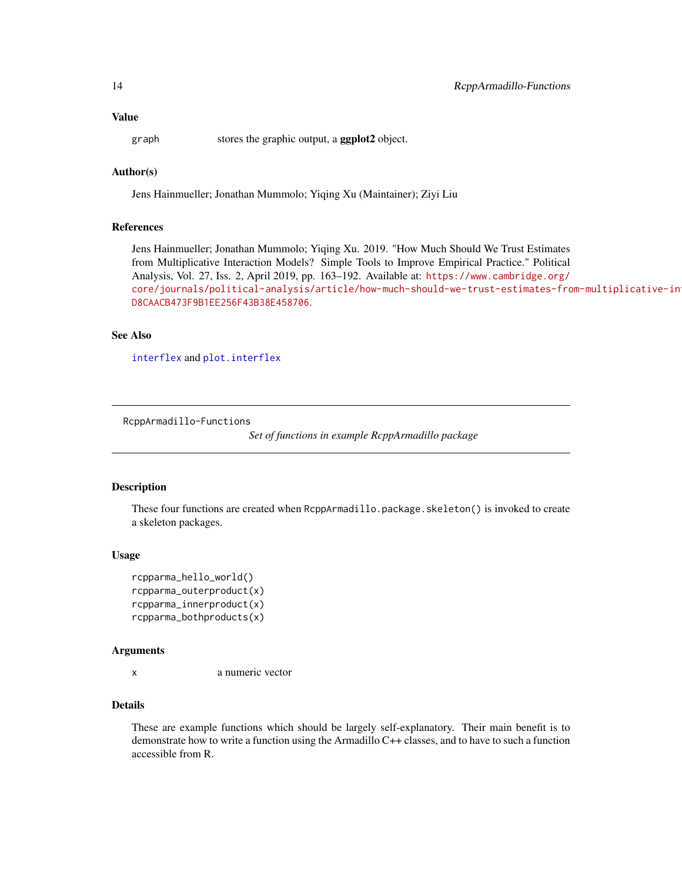### Value

graph stores the graphic output, a **ggplot2** object.

### Author(s)

Jens Hainmueller; Jonathan Mummolo; Yiqing Xu (Maintainer); Ziyi Liu

### References

Jens Hainmueller; Jonathan Mummolo; Yiqing Xu. 2019. "How Much Should We Trust Estimates from Multiplicative Interaction Models? Simple Tools to Improve Empirical Practice." Political Analysis, Vol. 27, Iss. 2, April 2019, pp. 163–192. Available at: https://www.cambridge.org/core/journals/political-analysis/article/how-much-should-we-trust-estimates-from-multiplicative-in D8CAACB473F9B1EE256F43B38E458706.

### See Also

interflex and plot.interflex

---

## RcppArmadillo-Functions — *Set of functions in example RcppArmadillo package*

### Description

These four functions are created when `RcppArmadillo.package.skeleton()` is invoked to create a skeleton packages.

### Usage

```
rcpparma_hello_world()
rcpparma_outerproduct(x)
rcpparma_innerproduct(x)
rcpparma_bothproducts(x)
```

### Arguments

x a numeric vector

### Details

These are example functions which should be largely self-explanatory. Their main benefit is to demonstrate how to write a function using the Armadillo C++ classes, and to have to such a function accessible from R.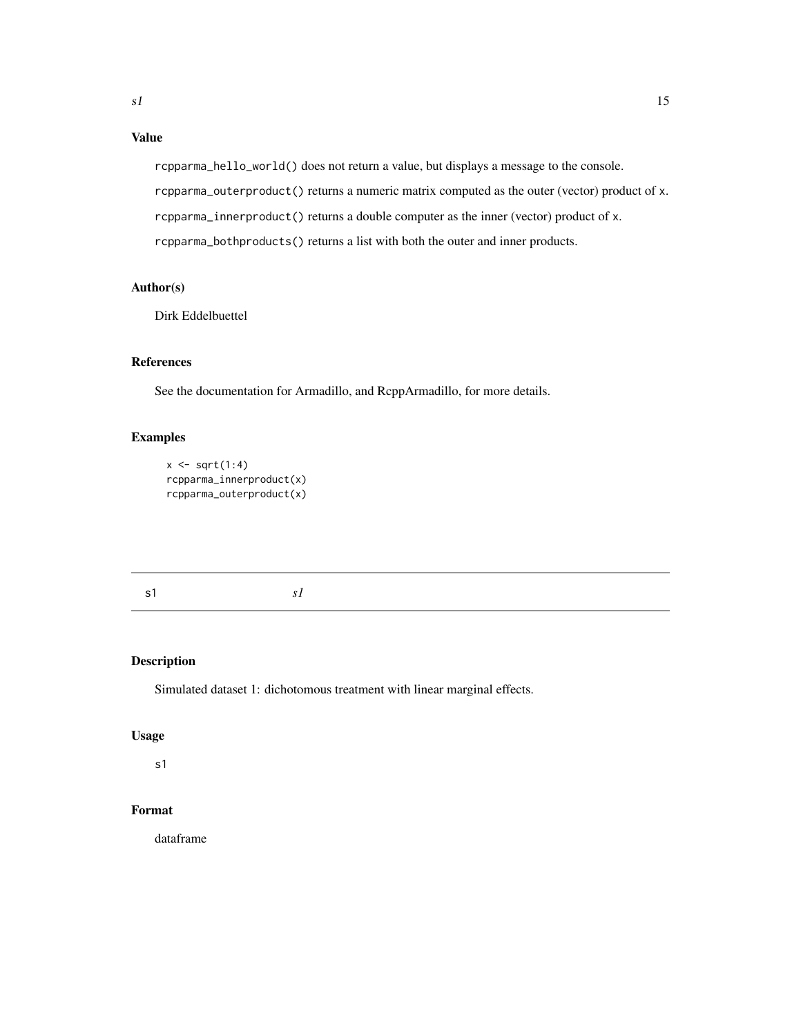### Value

`rcpparma_hello_world()` does not return a value, but displays a message to the console.

`rcpparma_outerproduct()` returns a numeric matrix computed as the outer (vector) product of `x`.

`rcpparma_innerproduct()` returns a double computer as the inner (vector) product of `x`.

`rcpparma_bothproducts()` returns a list with both the outer and inner products.

### Author(s)

Dirk Eddelbuettel

### References

See the documentation for Armadillo, and RcppArmadillo, for more details.

### Examples

```
x <- sqrt(1:4)
rcpparma_innerproduct(x)
rcpparma_outerproduct(x)
```

---

## s1 &nbsp;&nbsp;&nbsp;&nbsp; *s1*

---

### Description

Simulated dataset 1: dichotomous treatment with linear marginal effects.

### Usage

```
s1
```

### Format

dataframe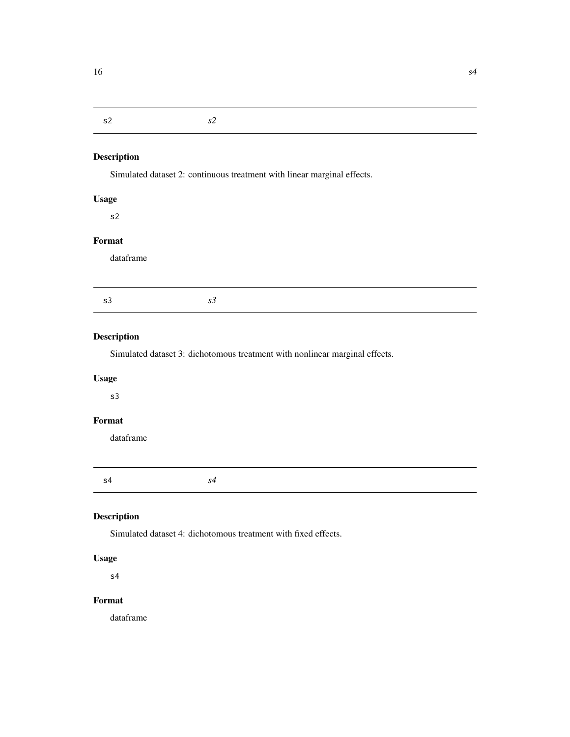## s2 — *s2*

### Description

Simulated dataset 2: continuous treatment with linear marginal effects.

### Usage

```
s2
```

### Format

dataframe

## s3 — *s3*

### Description

Simulated dataset 3: dichotomous treatment with nonlinear marginal effects.

### Usage

```
s3
```

### Format

dataframe

## s4 — *s4*

### Description

Simulated dataset 4: dichotomous treatment with fixed effects.

### Usage

```
s4
```

### Format

dataframe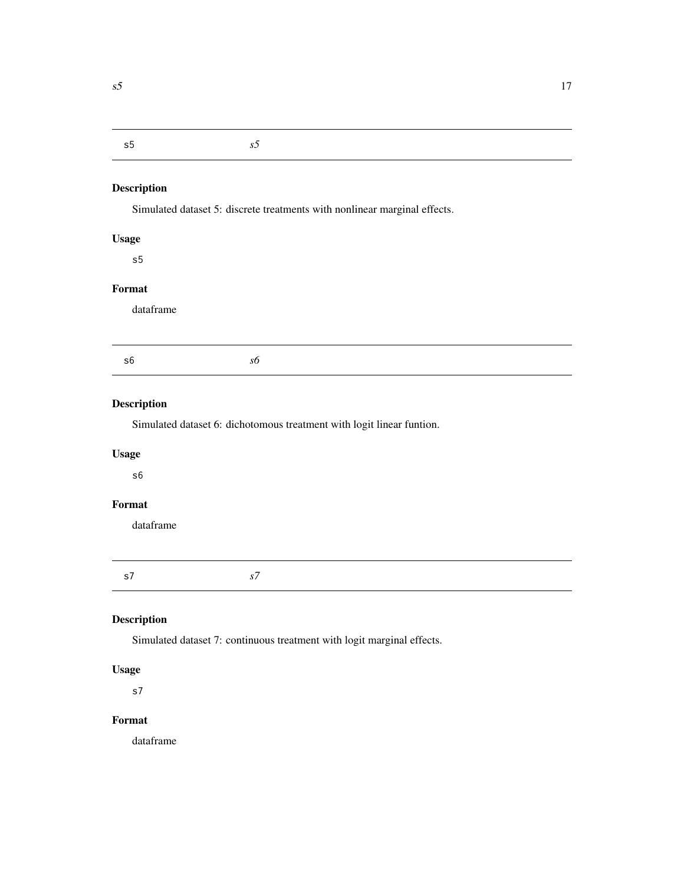## s5 *s5*

### Description

Simulated dataset 5: discrete treatments with nonlinear marginal effects.

### Usage

```
s5
```

### Format

dataframe

## s6 *s6*

### Description

Simulated dataset 6: dichotomous treatment with logit linear funtion.

### Usage

```
s6
```

### Format

dataframe

## s7 *s7*

### Description

Simulated dataset 7: continuous treatment with logit marginal effects.

### Usage

```
s7
```

### Format

dataframe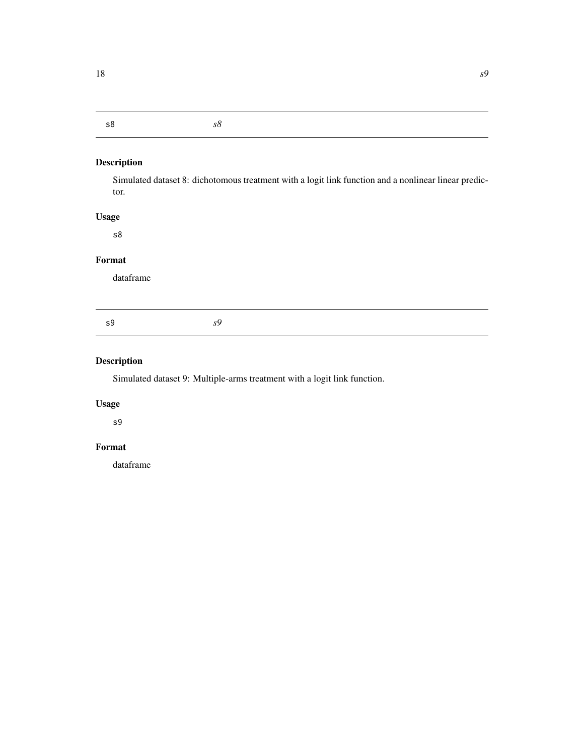## s8 *s8*

### Description

Simulated dataset 8: dichotomous treatment with a logit link function and a nonlinear linear predictor.

### Usage

```
s8
```

### Format

dataframe

## s9 *s9*

### Description

Simulated dataset 9: Multiple-arms treatment with a logit link function.

### Usage

```
s9
```

### Format

dataframe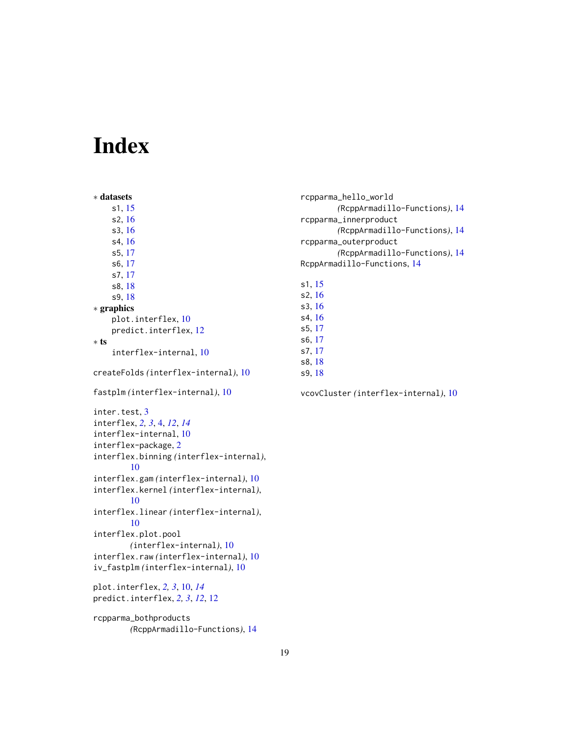# Index

∗ **datasets**
- s1, 15
- s2, 16
- s3, 16
- s4, 16
- s5, 17
- s6, 17
- s7, 17
- s8, 18
- s9, 18

∗ **graphics**
- plot.interflex, 10
- predict.interflex, 12

∗ **ts**
- interflex-internal, 10

createFolds *(*interflex-internal*)*, 10

fastplm *(*interflex-internal*)*, 10

inter.test, 3
interflex, *2, 3*, 4, *12*, *14*
interflex-internal, 10
interflex-package, 2
interflex.binning *(*interflex-internal*)*, 10
interflex.gam *(*interflex-internal*)*, 10
interflex.kernel *(*interflex-internal*)*, 10
interflex.linear *(*interflex-internal*)*, 10
interflex.plot.pool *(*interflex-internal*)*, 10
interflex.raw *(*interflex-internal*)*, 10
iv_fastplm *(*interflex-internal*)*, 10

plot.interflex, *2, 3*, 10, *14*
predict.interflex, *2, 3*, *12*, 12

rcpparma_bothproducts *(*RcppArmadillo-Functions*)*, 14
rcpparma_hello_world *(*RcppArmadillo-Functions*)*, 14
rcpparma_innerproduct *(*RcppArmadillo-Functions*)*, 14
rcpparma_outerproduct *(*RcppArmadillo-Functions*)*, 14
RcppArmadillo-Functions, 14

s1, 15
s2, 16
s3, 16
s4, 16
s5, 17
s6, 17
s7, 17
s8, 18
s9, 18

vcovCluster *(*interflex-internal*)*, 10